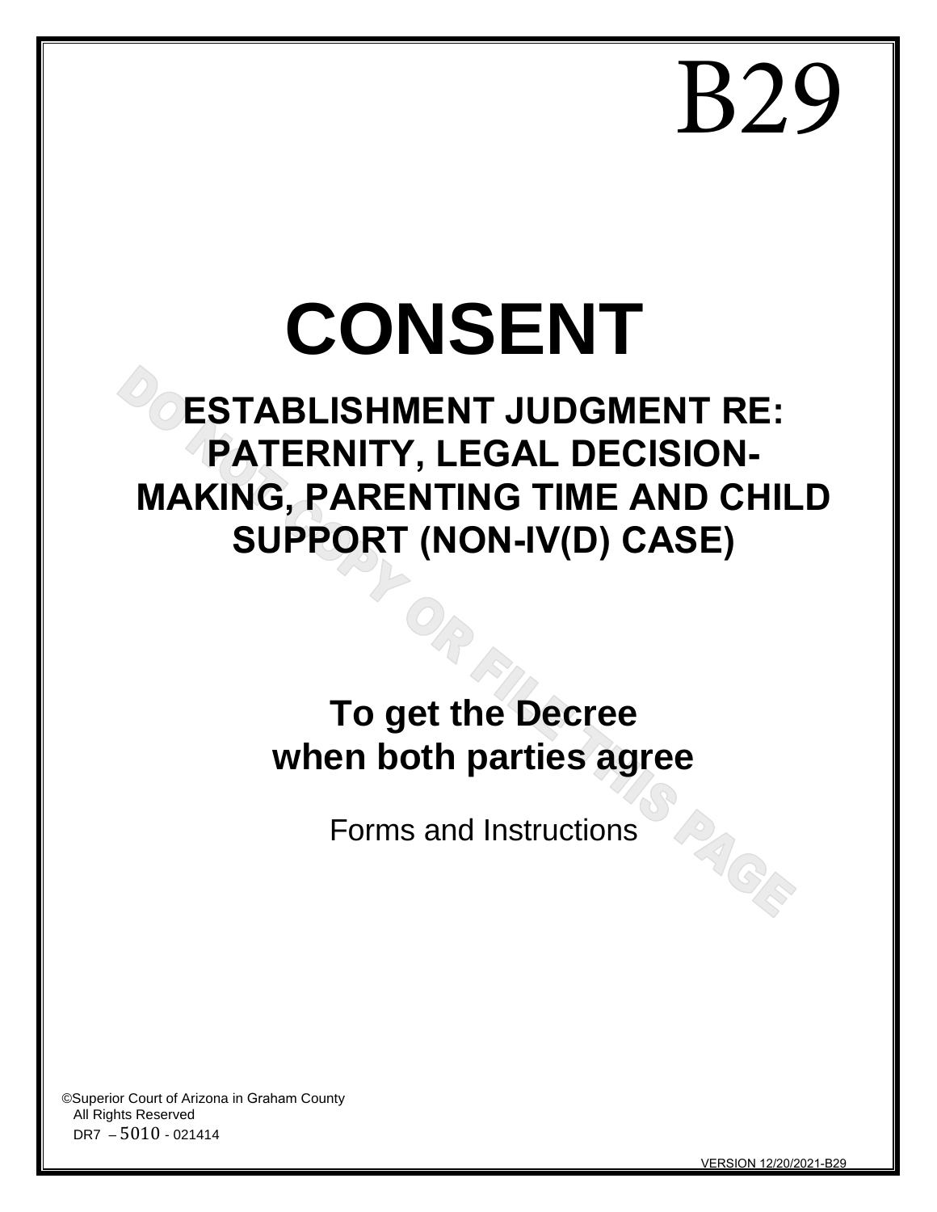# B29

# CONSENT

## ESTABLISHMENT JUDGMENT RE: PATERNITY, LEGAL DECISION-MAKING, PARENTING TIME AND CHILD SUPPORT (NON-IV(D) CASE)

DO NOT COPY OR FILE THIS PAGE

**To get the Decree when both parties agree**

Forms and Instructions

©Superior Court of Arizona in Graham County
All Rights Reserved
DR7 – 5010 - 021414

VERSION 12/20/2021-B29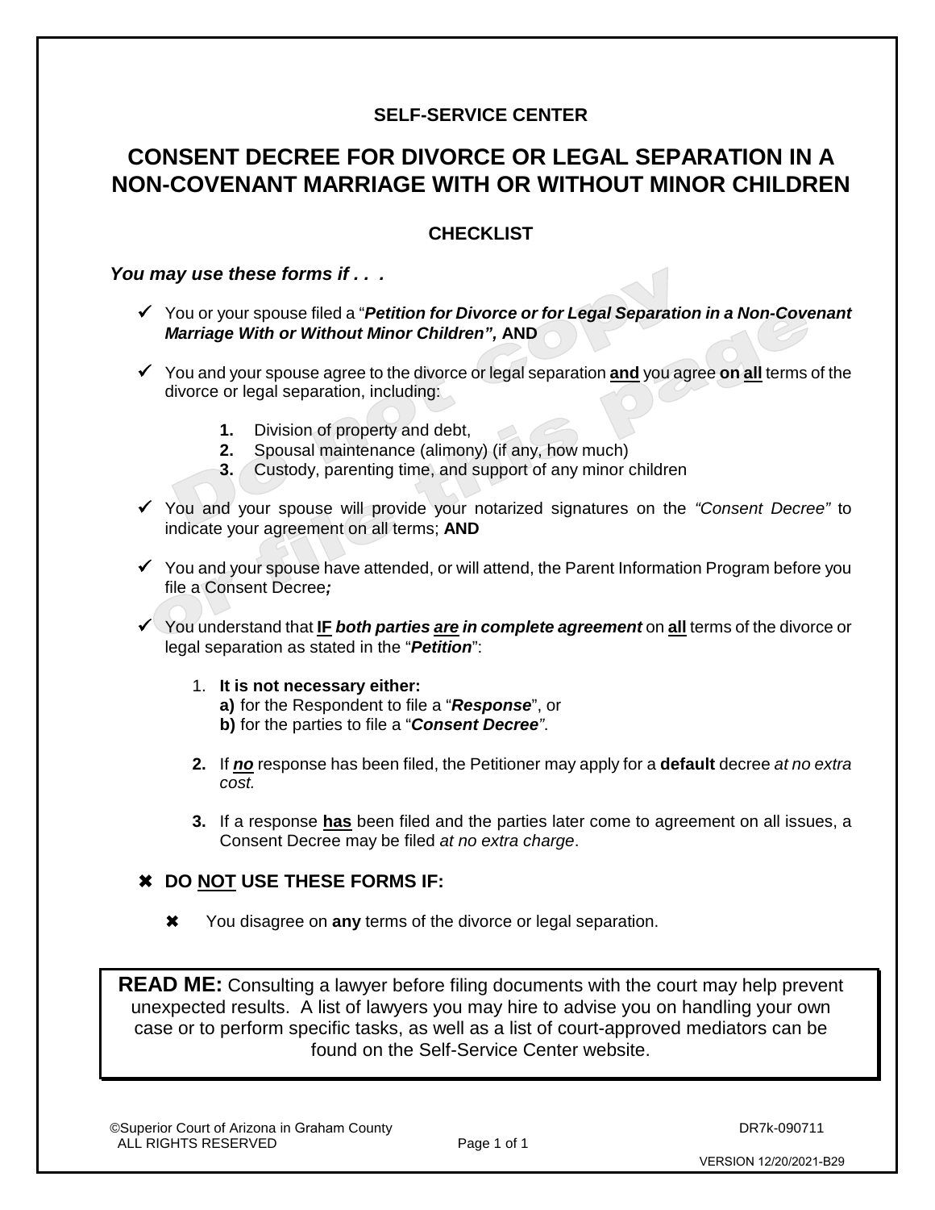**SELF-SERVICE CENTER**

# CONSENT DECREE FOR DIVORCE OR LEGAL SEPARATION IN A NON-COVENANT MARRIAGE WITH OR WITHOUT MINOR CHILDREN

## CHECKLIST

***You may use these forms if . . .***

- ✓ You or your spouse filed a "***Petition for Divorce or for Legal Separation in a Non-Covenant Marriage With or Without Minor Children",*** **AND**

- ✓ You and your spouse agree to the divorce or legal separation **and** you agree **on all** terms of the divorce or legal separation, including:

    1. Division of property and debt,
    2. Spousal maintenance (alimony) (if any, how much)
    3. Custody, parenting time, and support of any minor children

- ✓ You and your spouse will provide your notarized signatures on the *"Consent Decree"* to indicate your agreement on all terms; **AND**

- ✓ You and your spouse have attended, or will attend, the Parent Information Program before you file a Consent Decree***;***

- ✓ You understand that **IF** ***both parties are in complete agreement*** on **all** terms of the divorce or legal separation as stated in the "***Petition***":

    1. **It is not necessary either:**
       **a)** for the Respondent to file a "***Response***", or
       **b)** for the parties to file a "***Consent Decree***".

    2. If ***no*** response has been filed, the Petitioner may apply for a **default** decree *at no extra cost.*

    3. If a response **has** been filed and the parties later come to agreement on all issues, a Consent Decree may be filed *at no extra charge*.

## ✖ DO NOT USE THESE FORMS IF:

- ✖ You disagree on **any** terms of the divorce or legal separation.

**READ ME:** Consulting a lawyer before filing documents with the court may help prevent unexpected results. A list of lawyers you may hire to advise you on handling your own case or to perform specific tasks, as well as a list of court-approved mediators can be found on the Self-Service Center website.

©Superior Court of Arizona in Graham County
ALL RIGHTS RESERVED

DR7k-090711

VERSION 12/20/2021-B29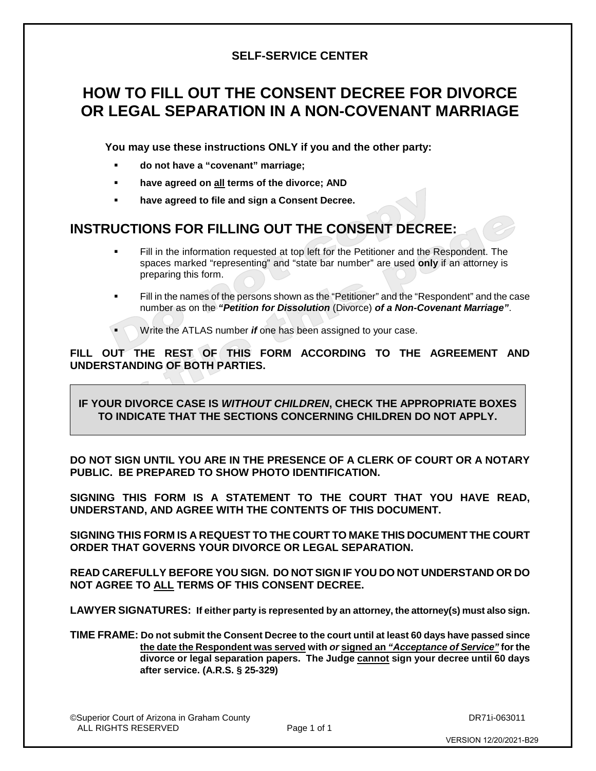**SELF-SERVICE CENTER**

# HOW TO FILL OUT THE CONSENT DECREE FOR DIVORCE OR LEGAL SEPARATION IN A NON-COVENANT MARRIAGE

**You may use these instructions ONLY if you and the other party:**

- **do not have a "covenant" marriage;**
- **have agreed on all terms of the divorce; AND**
- **have agreed to file and sign a Consent Decree.**

## INSTRUCTIONS FOR FILLING OUT THE CONSENT DECREE:

- Fill in the information requested at top left for the Petitioner and the Respondent. The spaces marked "representing" and "state bar number" are used **only** if an attorney is preparing this form.
- Fill in the names of the persons shown as the "Petitioner" and the "Respondent" and the case number as on the ***"Petition for Dissolution*** (Divorce) ***of a Non-Covenant Marriage"***.
- Write the ATLAS number ***if*** one has been assigned to your case.

**FILL OUT THE REST OF THIS FORM ACCORDING TO THE AGREEMENT AND UNDERSTANDING OF BOTH PARTIES.**

**IF YOUR DIVORCE CASE IS *WITHOUT CHILDREN*, CHECK THE APPROPRIATE BOXES TO INDICATE THAT THE SECTIONS CONCERNING CHILDREN DO NOT APPLY.**

**DO NOT SIGN UNTIL YOU ARE IN THE PRESENCE OF A CLERK OF COURT OR A NOTARY PUBLIC. BE PREPARED TO SHOW PHOTO IDENTIFICATION.**

**SIGNING THIS FORM IS A STATEMENT TO THE COURT THAT YOU HAVE READ, UNDERSTAND, AND AGREE WITH THE CONTENTS OF THIS DOCUMENT.**

**SIGNING THIS FORM IS A REQUEST TO THE COURT TO MAKE THIS DOCUMENT THE COURT ORDER THAT GOVERNS YOUR DIVORCE OR LEGAL SEPARATION.**

**READ CAREFULLY BEFORE YOU SIGN. DO NOT SIGN IF YOU DO NOT UNDERSTAND OR DO NOT AGREE TO ALL TERMS OF THIS CONSENT DECREE.**

**LAWYER SIGNATURES: If either party is represented by an attorney, the attorney(s) must also sign.**

**TIME FRAME: Do not submit the Consent Decree to the court until at least 60 days have passed since the date the Respondent was served with *or* signed an *"Acceptance of Service"* for the divorce or legal separation papers. The Judge cannot sign your decree until 60 days after service. (A.R.S. § 25-329)**

©Superior Court of Arizona in Graham County
ALL RIGHTS RESERVED

DR71i-063011

VERSION 12/20/2021-B29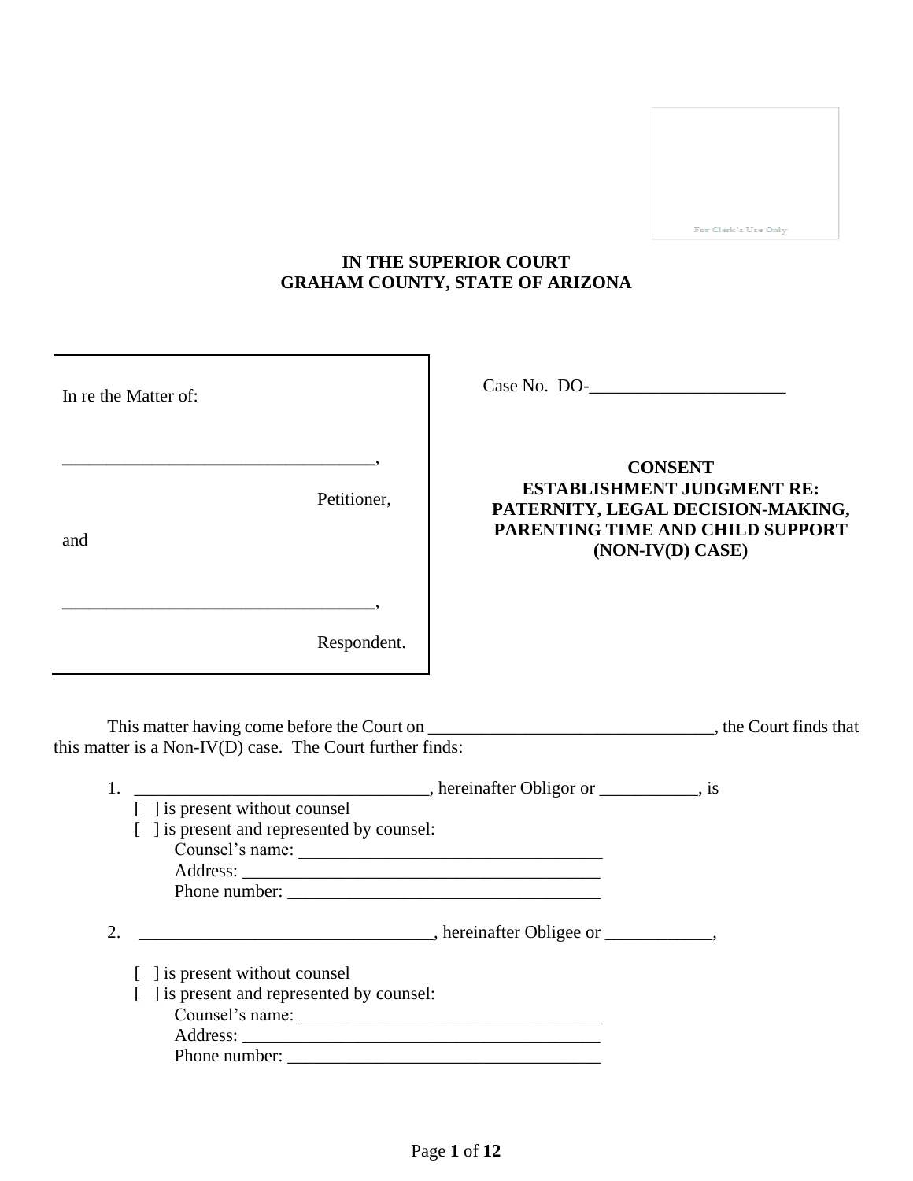For Clerk's Use Only

**IN THE SUPERIOR COURT**
**GRAHAM COUNTY, STATE OF ARIZONA**

| In re the Matter of: | Case No. DO-______________________ |
|---|---|
| __________________________________, Petitioner, | **CONSENT ESTABLISHMENT JUDGMENT RE: PATERNITY, LEGAL DECISION-MAKING, PARENTING TIME AND CHILD SUPPORT (NON-IV(D) CASE)** |
| and | |
| __________________________________, Respondent. | |

This matter having come before the Court on ________________________________, the Court finds that this matter is a Non-IV(D) case. The Court further finds:

1. _________________________________, hereinafter Obligor or ___________, is
   [ ] is present without counsel
   [ ] is present and represented by counsel:
   Counsel's name: __________________________________
   Address: ________________________________________
   Phone number: ___________________________________

2. _________________________________, hereinafter Obligee or ____________,

   [ ] is present without counsel
   [ ] is present and represented by counsel:
   Counsel's name: __________________________________
   Address: ________________________________________
   Phone number: ___________________________________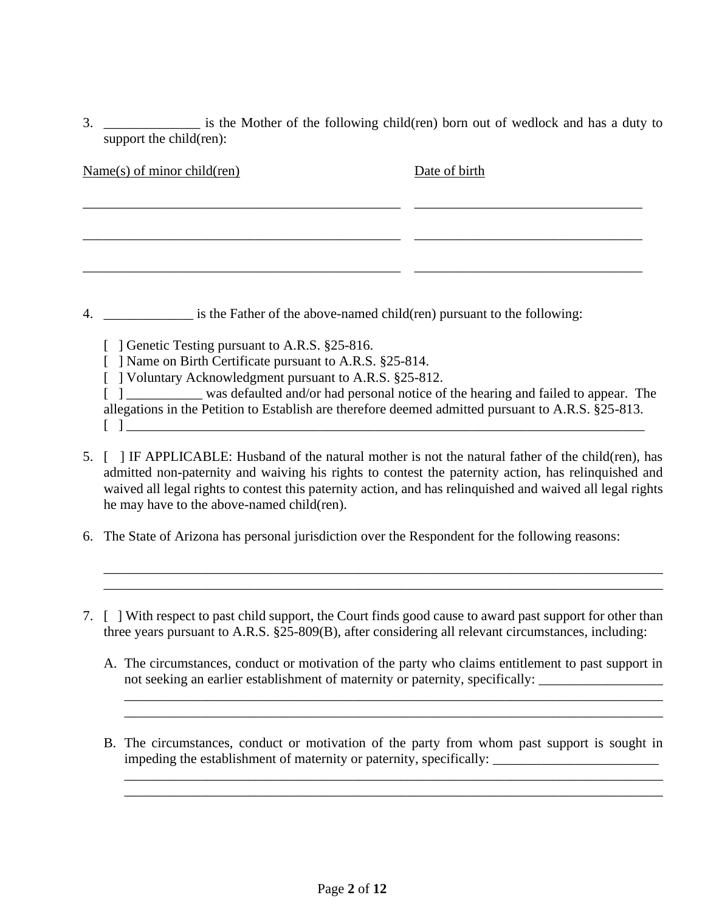3. ______________ is the Mother of the following child(ren) born out of wedlock and has a duty to support the child(ren):

| Name(s) of minor child(ren) | Date of birth |
|---|---|
| ______________________________________________ | _________________________________ |
| ______________________________________________ | _________________________________ |
| ______________________________________________ | _________________________________ |

4. _____________ is the Father of the above-named child(ren) pursuant to the following:

   [ ] Genetic Testing pursuant to A.R.S. §25-816.
   [ ] Name on Birth Certificate pursuant to A.R.S. §25-814.
   [ ] Voluntary Acknowledgment pursuant to A.R.S. §25-812.
   [ ] ___________ was defaulted and/or had personal notice of the hearing and failed to appear. The allegations in the Petition to Establish are therefore deemed admitted pursuant to A.R.S. §25-813.
   [ ] ___________________________________________________________________________

5. [ ] IF APPLICABLE: Husband of the natural mother is not the natural father of the child(ren), has admitted non-paternity and waiving his rights to contest the paternity action, has relinquished and waived all legal rights to contest this paternity action, and has relinquished and waived all legal rights he may have to the above-named child(ren).

6. The State of Arizona has personal jurisdiction over the Respondent for the following reasons:

   ___________________________________________________________________________
   ___________________________________________________________________________

7. [ ] With respect to past child support, the Court finds good cause to award past support for other than three years pursuant to A.R.S. §25-809(B), after considering all relevant circumstances, including:

   A. The circumstances, conduct or motivation of the party who claims entitlement to past support in not seeking an earlier establishment of maternity or paternity, specifically: __________________
   ___________________________________________________________________________
   ___________________________________________________________________________

   B. The circumstances, conduct or motivation of the party from whom past support is sought in impeding the establishment of maternity or paternity, specifically: ________________________
   ___________________________________________________________________________
   ___________________________________________________________________________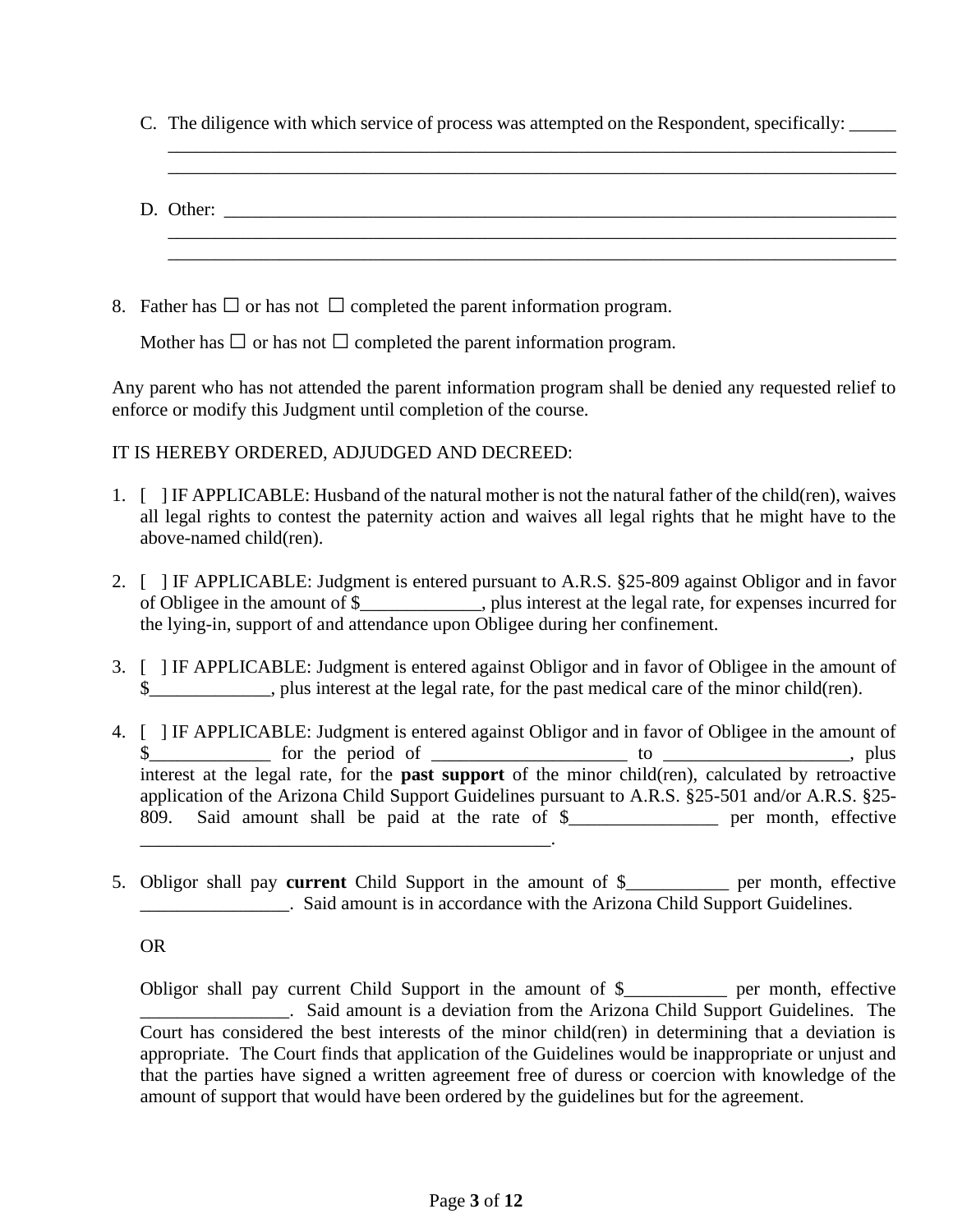C. The diligence with which service of process was attempted on the Respondent, specifically: _____
_____________________________________________________________________________________
_____________________________________________________________________________________

D. Other: ______________________________________________________________________________
_____________________________________________________________________________________
_____________________________________________________________________________________

8. Father has ☐ or has not ☐ completed the parent information program.

   Mother has ☐ or has not ☐ completed the parent information program.

Any parent who has not attended the parent information program shall be denied any requested relief to enforce or modify this Judgment until completion of the course.

IT IS HEREBY ORDERED, ADJUDGED AND DECREED:

1. [ ] IF APPLICABLE: Husband of the natural mother is not the natural father of the child(ren), waives all legal rights to contest the paternity action and waives all legal rights that he might have to the above-named child(ren).

2. [ ] IF APPLICABLE: Judgment is entered pursuant to A.R.S. §25-809 against Obligor and in favor of Obligee in the amount of $_____________, plus interest at the legal rate, for expenses incurred for the lying-in, support of and attendance upon Obligee during her confinement.

3. [ ] IF APPLICABLE: Judgment is entered against Obligor and in favor of Obligee in the amount of $_____________, plus interest at the legal rate, for the past medical care of the minor child(ren).

4. [ ] IF APPLICABLE: Judgment is entered against Obligor and in favor of Obligee in the amount of $_____________ for the period of _____________________ to ____________________, plus interest at the legal rate, for the **past support** of the minor child(ren), calculated by retroactive application of the Arizona Child Support Guidelines pursuant to A.R.S. §25-501 and/or A.R.S. §25-809. Said amount shall be paid at the rate of $________________ per month, effective _____________________________________________.

5. Obligor shall pay **current** Child Support in the amount of $___________ per month, effective ________________. Said amount is in accordance with the Arizona Child Support Guidelines.

   OR

   Obligor shall pay current Child Support in the amount of $___________ per month, effective ________________. Said amount is a deviation from the Arizona Child Support Guidelines. The Court has considered the best interests of the minor child(ren) in determining that a deviation is appropriate. The Court finds that application of the Guidelines would be inappropriate or unjust and that the parties have signed a written agreement free of duress or coercion with knowledge of the amount of support that would have been ordered by the guidelines but for the agreement.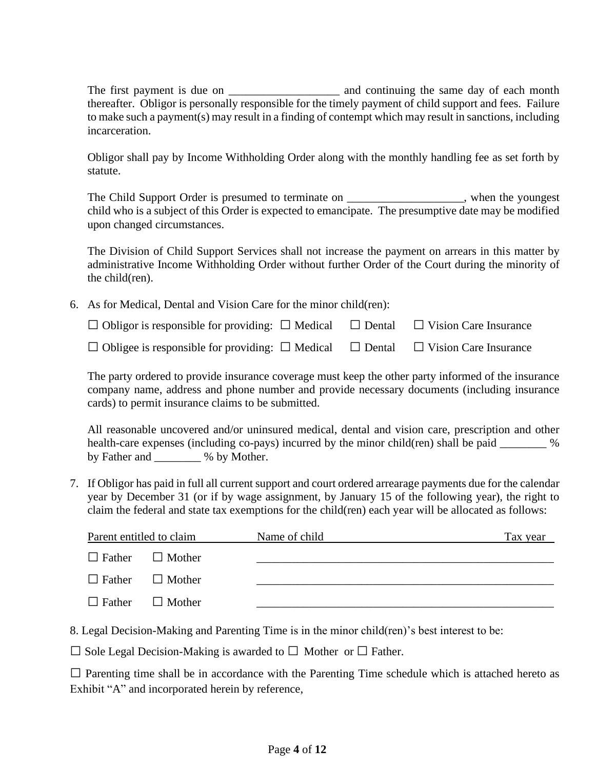The first payment is due on ___________________ and continuing the same day of each month thereafter. Obligor is personally responsible for the timely payment of child support and fees. Failure to make such a payment(s) may result in a finding of contempt which may result in sanctions, including incarceration.

Obligor shall pay by Income Withholding Order along with the monthly handling fee as set forth by statute.

The Child Support Order is presumed to terminate on ____________________, when the youngest child who is a subject of this Order is expected to emancipate. The presumptive date may be modified upon changed circumstances.

The Division of Child Support Services shall not increase the payment on arrears in this matter by administrative Income Withholding Order without further Order of the Court during the minority of the child(ren).

6. As for Medical, Dental and Vision Care for the minor child(ren):

   ☐ Obligor is responsible for providing: ☐ Medical ☐ Dental ☐ Vision Care Insurance

   ☐ Obligee is responsible for providing: ☐ Medical ☐ Dental ☐ Vision Care Insurance

   The party ordered to provide insurance coverage must keep the other party informed of the insurance company name, address and phone number and provide necessary documents (including insurance cards) to permit insurance claims to be submitted.

   All reasonable uncovered and/or uninsured medical, dental and vision care, prescription and other health-care expenses (including co-pays) incurred by the minor child(ren) shall be paid ________ % by Father and ________ % by Mother.

7. If Obligor has paid in full all current support and court ordered arrearage payments due for the calendar year by December 31 (or if by wage assignment, by January 15 of the following year), the right to claim the federal and state tax exemptions for the child(ren) each year will be allocated as follows:

| Parent entitled to claim | Name of child | Tax year |
|---|---|---|
| ☐ Father ☐ Mother | ____________________ | |
| ☐ Father ☐ Mother | ____________________ | |
| ☐ Father ☐ Mother | ____________________ | |

8. Legal Decision-Making and Parenting Time is in the minor child(ren)'s best interest to be:

☐ Sole Legal Decision-Making is awarded to ☐ Mother or ☐ Father.

☐ Parenting time shall be in accordance with the Parenting Time schedule which is attached hereto as Exhibit "A" and incorporated herein by reference,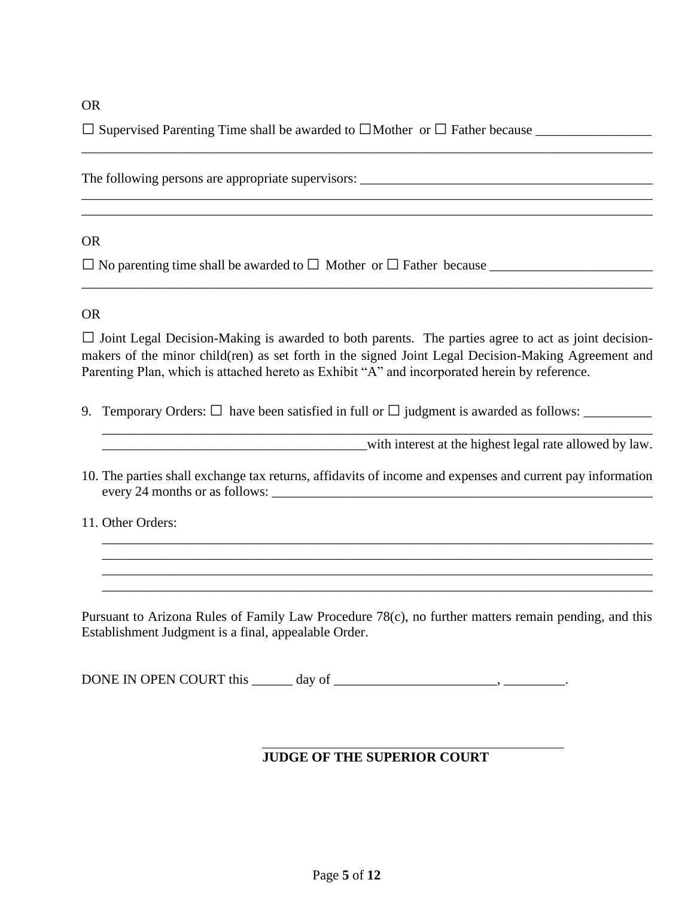OR

☐ Supervised Parenting Time shall be awarded to ☐ Mother or ☐ Father because _________________
________________________________________________________________________________

The following persons are appropriate supervisors: ____________________________________________
________________________________________________________________________________
________________________________________________________________________________

OR

☐ No parenting time shall be awarded to ☐ Mother or ☐ Father because ________________________
________________________________________________________________________________

OR

☐ Joint Legal Decision-Making is awarded to both parents. The parties agree to act as joint decision-makers of the minor child(ren) as set forth in the signed Joint Legal Decision-Making Agreement and Parenting Plan, which is attached hereto as Exhibit "A" and incorporated herein by reference.

9. Temporary Orders: ☐ have been satisfied in full or ☐ judgment is awarded as follows: __________
   ________________________________________________________________________________
   _______________________________________with interest at the highest legal rate allowed by law.

10. The parties shall exchange tax returns, affidavits of income and expenses and current pay information every 24 months or as follows: ___________________________________________________________

11. Other Orders:
    ________________________________________________________________________________
    ________________________________________________________________________________
    ________________________________________________________________________________
    ________________________________________________________________________________

Pursuant to Arizona Rules of Family Law Procedure 78(c), no further matters remain pending, and this Establishment Judgment is a final, appealable Order.

DONE IN OPEN COURT this ______ day of ________________________, _________.

_______________________________________________
**JUDGE OF THE SUPERIOR COURT**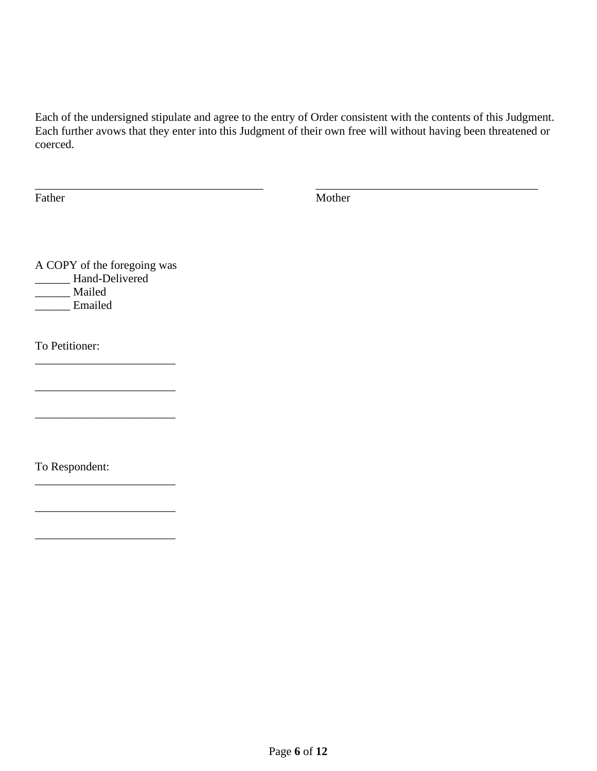Each of the undersigned stipulate and agree to the entry of Order consistent with the contents of this Judgment. Each further avows that they enter into this Judgment of their own free will without having been threatened or coerced.

________________________________________ ________________________________________
Father Mother

A COPY of the foregoing was
______ Hand-Delivered
______ Mailed
______ Emailed

To Petitioner:
________________________

________________________

________________________

To Respondent:
________________________

________________________

________________________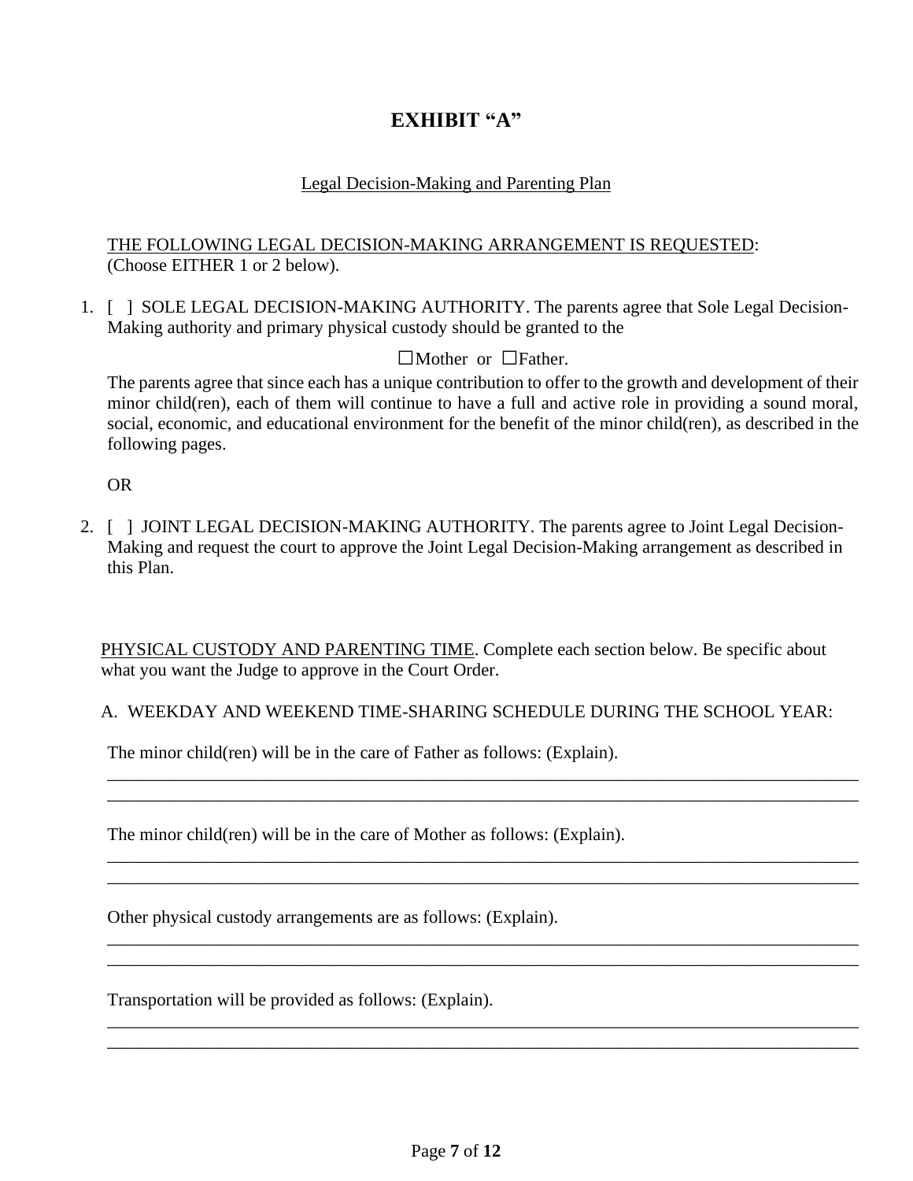# EXHIBIT "A"

Legal Decision-Making and Parenting Plan

THE FOLLOWING LEGAL DECISION-MAKING ARRANGEMENT IS REQUESTED:
(Choose EITHER 1 or 2 below).

1. [ ] SOLE LEGAL DECISION-MAKING AUTHORITY. The parents agree that Sole Legal Decision-Making authority and primary physical custody should be granted to the

   ☐Mother or ☐Father.

   The parents agree that since each has a unique contribution to offer to the growth and development of their minor child(ren), each of them will continue to have a full and active role in providing a sound moral, social, economic, and educational environment for the benefit of the minor child(ren), as described in the following pages.

   OR

2. [ ] JOINT LEGAL DECISION-MAKING AUTHORITY. The parents agree to Joint Legal Decision-Making and request the court to approve the Joint Legal Decision-Making arrangement as described in this Plan.

PHYSICAL CUSTODY AND PARENTING TIME. Complete each section below. Be specific about what you want the Judge to approve in the Court Order.

A. WEEKDAY AND WEEKEND TIME-SHARING SCHEDULE DURING THE SCHOOL YEAR:

The minor child(ren) will be in the care of Father as follows: (Explain).

______________________________________________________________________________
______________________________________________________________________________

The minor child(ren) will be in the care of Mother as follows: (Explain).

______________________________________________________________________________
______________________________________________________________________________

Other physical custody arrangements are as follows: (Explain).

______________________________________________________________________________
______________________________________________________________________________

Transportation will be provided as follows: (Explain).

______________________________________________________________________________
______________________________________________________________________________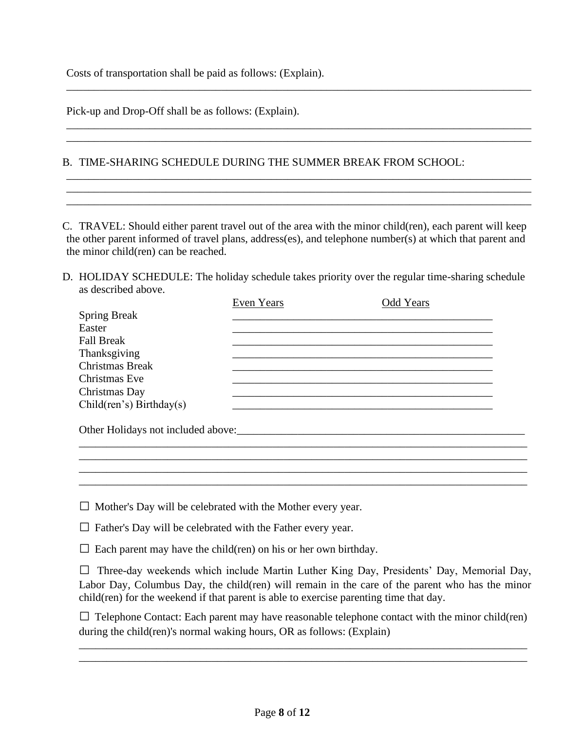Costs of transportation shall be paid as follows: (Explain).

______________________________________________________________________________________

Pick-up and Drop-Off shall be as follows: (Explain).

______________________________________________________________________________________
______________________________________________________________________________________

B. TIME-SHARING SCHEDULE DURING THE SUMMER BREAK FROM SCHOOL:

______________________________________________________________________________________
______________________________________________________________________________________
______________________________________________________________________________________

C. TRAVEL: Should either parent travel out of the area with the minor child(ren), each parent will keep the other parent informed of travel plans, address(es), and telephone number(s) at which that parent and the minor child(ren) can be reached.

D. HOLIDAY SCHEDULE: The holiday schedule takes priority over the regular time-sharing schedule as described above.

| | Even Years | Odd Years |
|---|---|---|
| Spring Break | | |
| Easter | | |
| Fall Break | | |
| Thanksgiving | | |
| Christmas Break | | |
| Christmas Eve | | |
| Christmas Day | | |
| Child(ren's) Birthday(s) | | |

Other Holidays not included above:_______________________________________________________

______________________________________________________________________________________
______________________________________________________________________________________
______________________________________________________________________________________
______________________________________________________________________________________

☐ Mother's Day will be celebrated with the Mother every year.

☐ Father's Day will be celebrated with the Father every year.

☐ Each parent may have the child(ren) on his or her own birthday.

☐ Three-day weekends which include Martin Luther King Day, Presidents' Day, Memorial Day, Labor Day, Columbus Day, the child(ren) will remain in the care of the parent who has the minor child(ren) for the weekend if that parent is able to exercise parenting time that day.

☐ Telephone Contact: Each parent may have reasonable telephone contact with the minor child(ren) during the child(ren)'s normal waking hours, OR as follows: (Explain)

______________________________________________________________________________________
______________________________________________________________________________________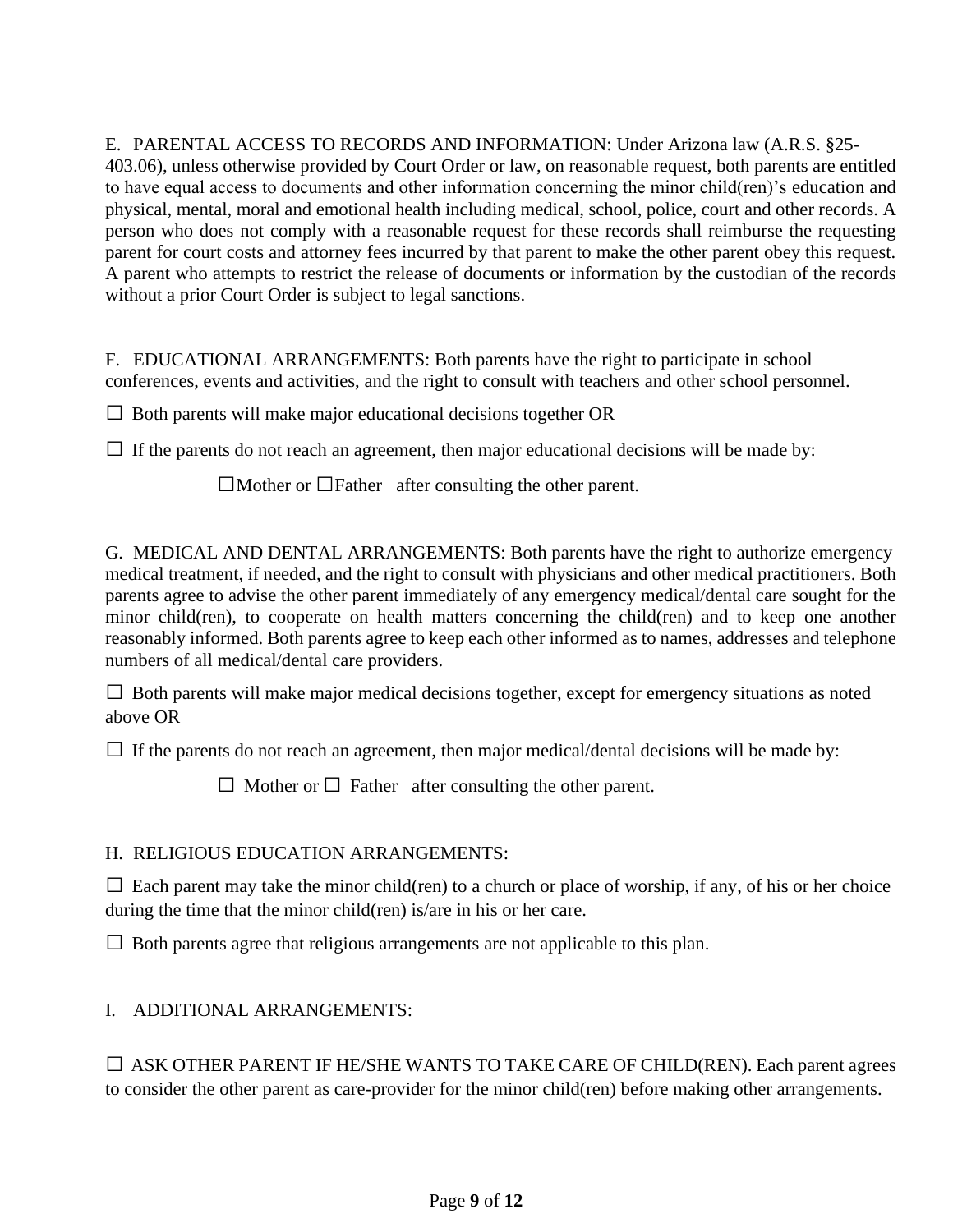E. PARENTAL ACCESS TO RECORDS AND INFORMATION: Under Arizona law (A.R.S. §25-403.06), unless otherwise provided by Court Order or law, on reasonable request, both parents are entitled to have equal access to documents and other information concerning the minor child(ren)'s education and physical, mental, moral and emotional health including medical, school, police, court and other records. A person who does not comply with a reasonable request for these records shall reimburse the requesting parent for court costs and attorney fees incurred by that parent to make the other parent obey this request. A parent who attempts to restrict the release of documents or information by the custodian of the records without a prior Court Order is subject to legal sanctions.

F. EDUCATIONAL ARRANGEMENTS: Both parents have the right to participate in school conferences, events and activities, and the right to consult with teachers and other school personnel.

☐ Both parents will make major educational decisions together OR

☐ If the parents do not reach an agreement, then major educational decisions will be made by:

☐Mother or ☐Father after consulting the other parent.

G. MEDICAL AND DENTAL ARRANGEMENTS: Both parents have the right to authorize emergency medical treatment, if needed, and the right to consult with physicians and other medical practitioners. Both parents agree to advise the other parent immediately of any emergency medical/dental care sought for the minor child(ren), to cooperate on health matters concerning the child(ren) and to keep one another reasonably informed. Both parents agree to keep each other informed as to names, addresses and telephone numbers of all medical/dental care providers.

☐ Both parents will make major medical decisions together, except for emergency situations as noted above OR

☐ If the parents do not reach an agreement, then major medical/dental decisions will be made by:

☐ Mother or ☐ Father after consulting the other parent.

H. RELIGIOUS EDUCATION ARRANGEMENTS:

☐ Each parent may take the minor child(ren) to a church or place of worship, if any, of his or her choice during the time that the minor child(ren) is/are in his or her care.

☐ Both parents agree that religious arrangements are not applicable to this plan.

I. ADDITIONAL ARRANGEMENTS:

☐ ASK OTHER PARENT IF HE/SHE WANTS TO TAKE CARE OF CHILD(REN). Each parent agrees to consider the other parent as care-provider for the minor child(ren) before making other arrangements.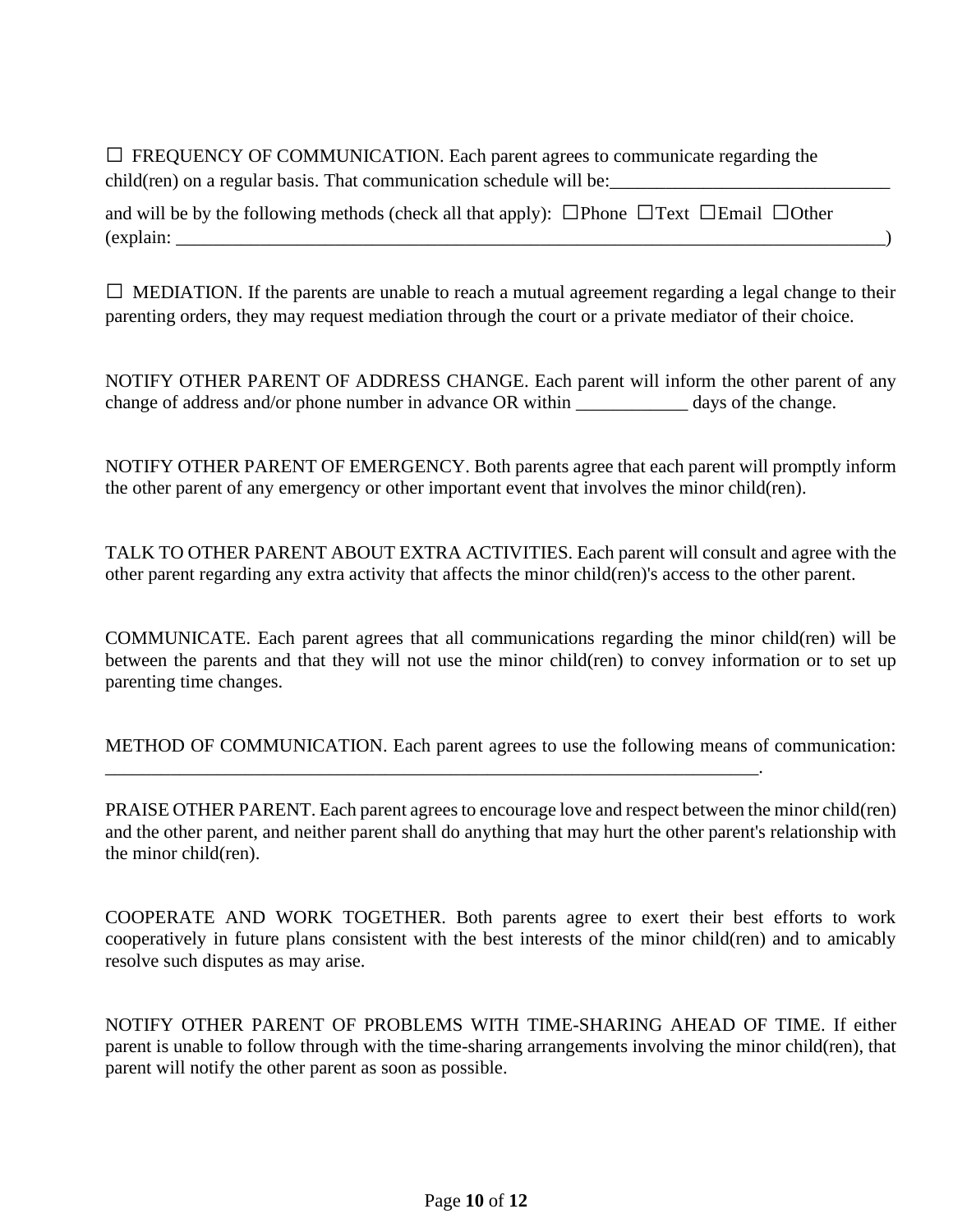☐ FREQUENCY OF COMMUNICATION. Each parent agrees to communicate regarding the child(ren) on a regular basis. That communication schedule will be:_______________________________

and will be by the following methods (check all that apply): ☐Phone ☐Text ☐Email ☐Other (explain: _____________________________________________________________________________)

☐ MEDIATION. If the parents are unable to reach a mutual agreement regarding a legal change to their parenting orders, they may request mediation through the court or a private mediator of their choice.

NOTIFY OTHER PARENT OF ADDRESS CHANGE. Each parent will inform the other parent of any change of address and/or phone number in advance OR within ____________ days of the change.

NOTIFY OTHER PARENT OF EMERGENCY. Both parents agree that each parent will promptly inform the other parent of any emergency or other important event that involves the minor child(ren).

TALK TO OTHER PARENT ABOUT EXTRA ACTIVITIES. Each parent will consult and agree with the other parent regarding any extra activity that affects the minor child(ren)'s access to the other parent.

COMMUNICATE. Each parent agrees that all communications regarding the minor child(ren) will be between the parents and that they will not use the minor child(ren) to convey information or to set up parenting time changes.

METHOD OF COMMUNICATION. Each parent agrees to use the following means of communication: _________________________________________________________________________.

PRAISE OTHER PARENT. Each parent agrees to encourage love and respect between the minor child(ren) and the other parent, and neither parent shall do anything that may hurt the other parent's relationship with the minor child(ren).

COOPERATE AND WORK TOGETHER. Both parents agree to exert their best efforts to work cooperatively in future plans consistent with the best interests of the minor child(ren) and to amicably resolve such disputes as may arise.

NOTIFY OTHER PARENT OF PROBLEMS WITH TIME-SHARING AHEAD OF TIME. If either parent is unable to follow through with the time-sharing arrangements involving the minor child(ren), that parent will notify the other parent as soon as possible.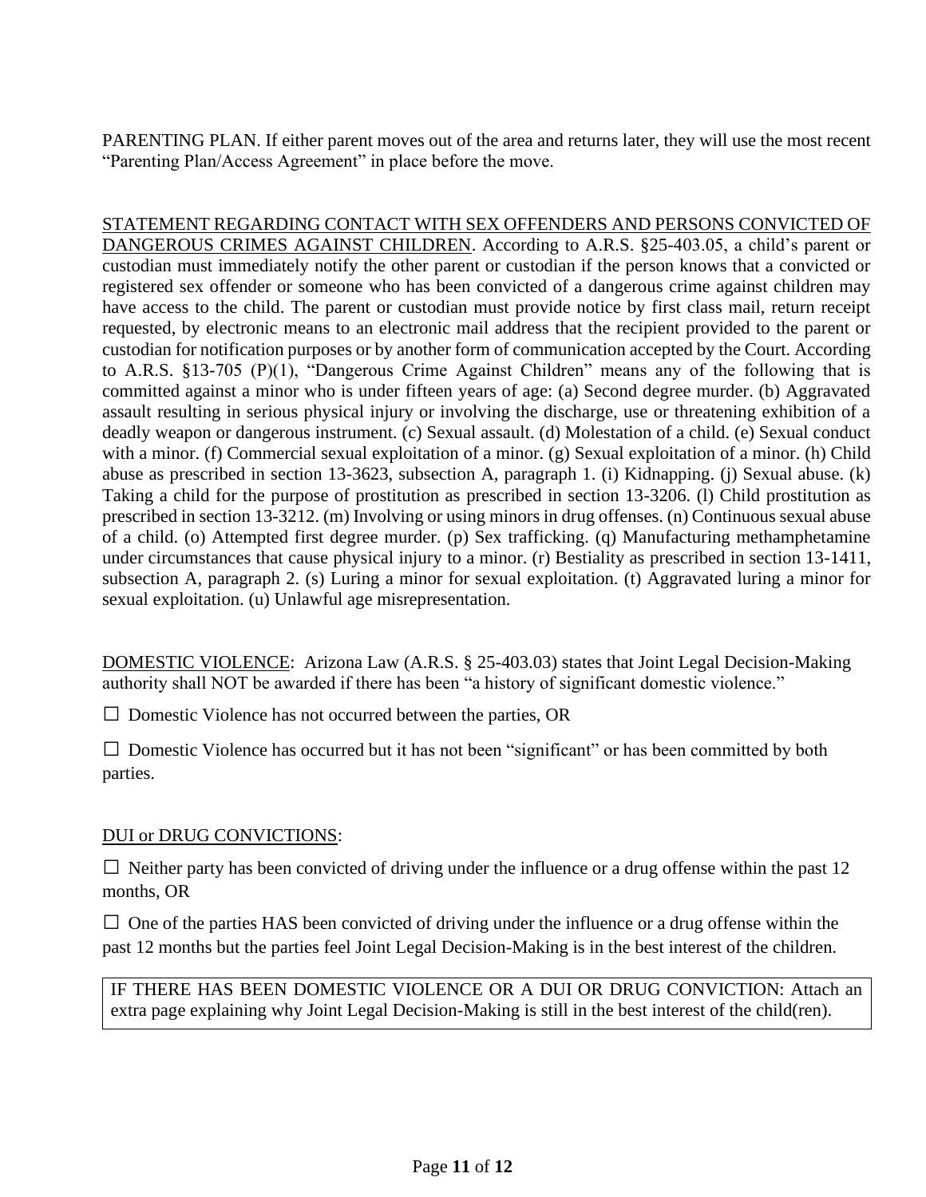PARENTING PLAN. If either parent moves out of the area and returns later, they will use the most recent "Parenting Plan/Access Agreement" in place before the move.

STATEMENT REGARDING CONTACT WITH SEX OFFENDERS AND PERSONS CONVICTED OF DANGEROUS CRIMES AGAINST CHILDREN. According to A.R.S. §25-403.05, a child's parent or custodian must immediately notify the other parent or custodian if the person knows that a convicted or registered sex offender or someone who has been convicted of a dangerous crime against children may have access to the child. The parent or custodian must provide notice by first class mail, return receipt requested, by electronic means to an electronic mail address that the recipient provided to the parent or custodian for notification purposes or by another form of communication accepted by the Court. According to A.R.S. §13-705 (P)(1), "Dangerous Crime Against Children" means any of the following that is committed against a minor who is under fifteen years of age: (a) Second degree murder. (b) Aggravated assault resulting in serious physical injury or involving the discharge, use or threatening exhibition of a deadly weapon or dangerous instrument. (c) Sexual assault. (d) Molestation of a child. (e) Sexual conduct with a minor. (f) Commercial sexual exploitation of a minor. (g) Sexual exploitation of a minor. (h) Child abuse as prescribed in section 13-3623, subsection A, paragraph 1. (i) Kidnapping. (j) Sexual abuse. (k) Taking a child for the purpose of prostitution as prescribed in section 13-3206. (l) Child prostitution as prescribed in section 13-3212. (m) Involving or using minors in drug offenses. (n) Continuous sexual abuse of a child. (o) Attempted first degree murder. (p) Sex trafficking. (q) Manufacturing methamphetamine under circumstances that cause physical injury to a minor. (r) Bestiality as prescribed in section 13-1411, subsection A, paragraph 2. (s) Luring a minor for sexual exploitation. (t) Aggravated luring a minor for sexual exploitation. (u) Unlawful age misrepresentation.

DOMESTIC VIOLENCE: Arizona Law (A.R.S. § 25-403.03) states that Joint Legal Decision-Making authority shall NOT be awarded if there has been "a history of significant domestic violence."

☐ Domestic Violence has not occurred between the parties, OR

☐ Domestic Violence has occurred but it has not been "significant" or has been committed by both parties.

DUI or DRUG CONVICTIONS:

☐ Neither party has been convicted of driving under the influence or a drug offense within the past 12 months, OR

☐ One of the parties HAS been convicted of driving under the influence or a drug offense within the past 12 months but the parties feel Joint Legal Decision-Making is in the best interest of the children.

IF THERE HAS BEEN DOMESTIC VIOLENCE OR A DUI OR DRUG CONVICTION: Attach an extra page explaining why Joint Legal Decision-Making is still in the best interest of the child(ren).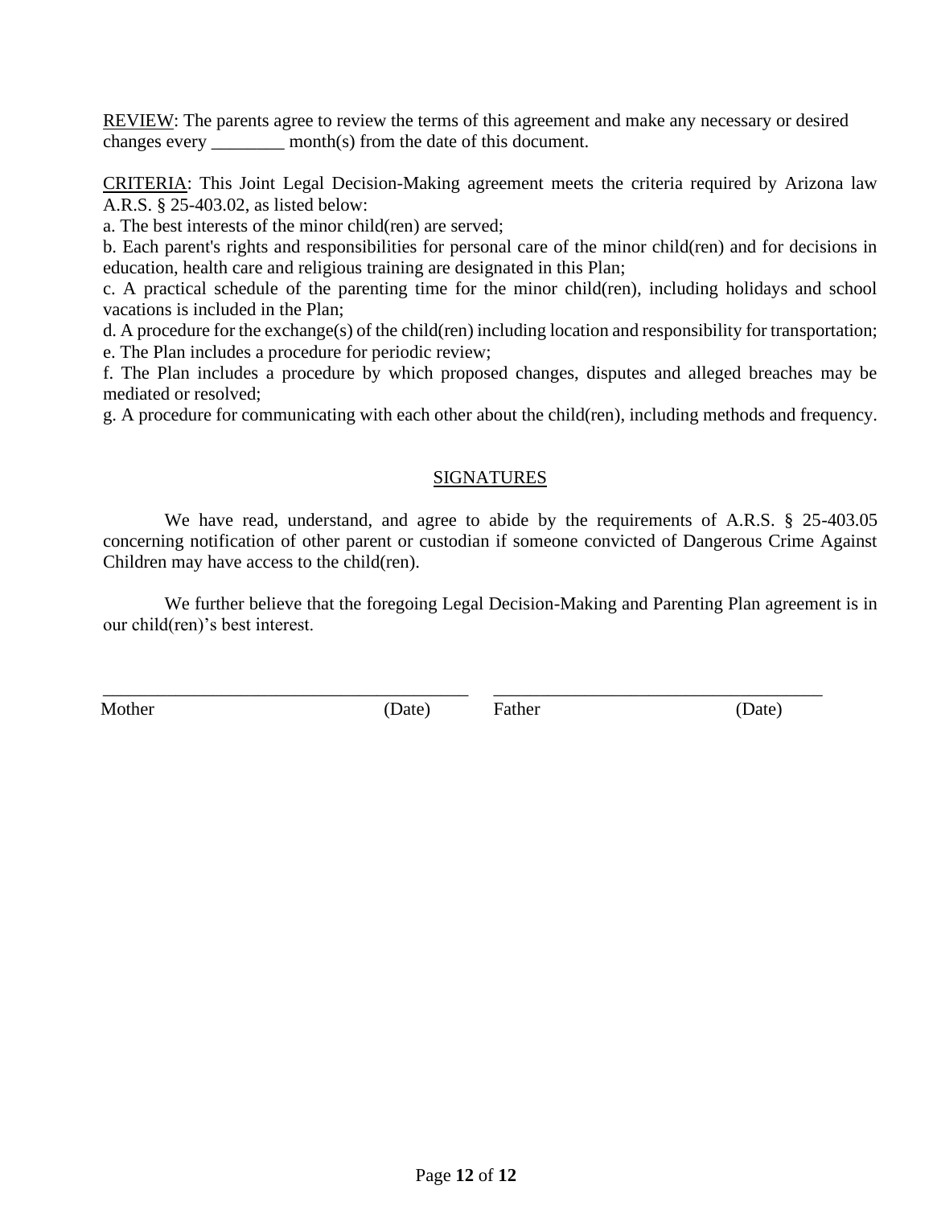<u>REVIEW</u>: The parents agree to review the terms of this agreement and make any necessary or desired changes every ________ month(s) from the date of this document.

<u>CRITERIA</u>: This Joint Legal Decision-Making agreement meets the criteria required by Arizona law A.R.S. § 25-403.02, as listed below:

a. The best interests of the minor child(ren) are served;

b. Each parent's rights and responsibilities for personal care of the minor child(ren) and for decisions in education, health care and religious training are designated in this Plan;

c. A practical schedule of the parenting time for the minor child(ren), including holidays and school vacations is included in the Plan;

d. A procedure for the exchange(s) of the child(ren) including location and responsibility for transportation;

e. The Plan includes a procedure for periodic review;

f. The Plan includes a procedure by which proposed changes, disputes and alleged breaches may be mediated or resolved;

g. A procedure for communicating with each other about the child(ren), including methods and frequency.

## SIGNATURES

We have read, understand, and agree to abide by the requirements of A.R.S. § 25-403.05 concerning notification of other parent or custodian if someone convicted of Dangerous Crime Against Children may have access to the child(ren).

We further believe that the foregoing Legal Decision-Making and Parenting Plan agreement is in our child(ren)'s best interest.

________________________________________ ____________________________________

Mother (Date) Father (Date)